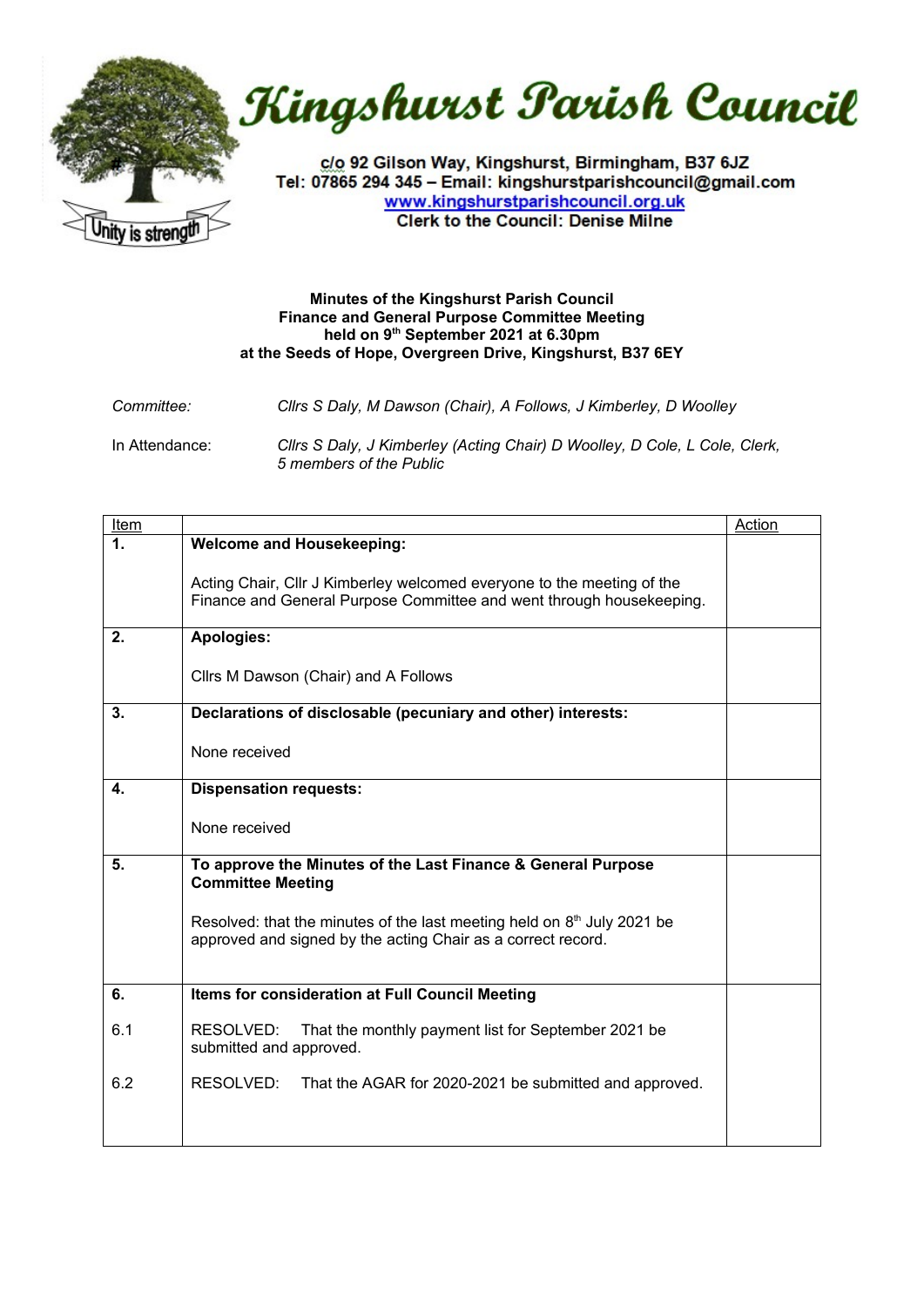# Kingshurst Parish Council

c/o 92 Gilson Way, Kingshurst, Birmingham, B37 6JZ
Tel: 07865 294 345 – Email: kingshurstparishcouncil@gmail.com
www.kingshurstparishcouncil.org.uk
Clerk to the Council: Denise Milne

Unity is strength

**Minutes of the Kingshurst Parish Council**
**Finance and General Purpose Committee Meeting**
**held on 9th September 2021 at 6.30pm**
**at the Seeds of Hope, Overgreen Drive, Kingshurst, B37 6EY**

*Committee:* *Cllrs S Daly, M Dawson (Chair), A Follows, J Kimberley, D Woolley*

In Attendance: *Cllrs S Daly, J Kimberley (Acting Chair) D Woolley, D Cole, L Cole, Clerk, 5 members of the Public*

| Item | | Action |
|---|---|---|
| **1.** | **Welcome and Housekeeping:**<br><br>Acting Chair, Cllr J Kimberley welcomed everyone to the meeting of the Finance and General Purpose Committee and went through housekeeping. | |
| **2.** | **Apologies:**<br><br>Cllrs M Dawson (Chair) and A Follows | |
| **3.** | **Declarations of disclosable (pecuniary and other) interests:**<br><br>None received | |
| **4.** | **Dispensation requests:**<br><br>None received | |
| **5.** | **To approve the Minutes of the Last Finance & General Purpose Committee Meeting**<br><br>Resolved: that the minutes of the last meeting held on 8th July 2021 be approved and signed by the acting Chair as a correct record. | |
| **6.** | **Items for consideration at Full Council Meeting** | |
| 6.1 | RESOLVED: That the monthly payment list for September 2021 be submitted and approved. | |
| 6.2 | RESOLVED: That the AGAR for 2020-2021 be submitted and approved. | |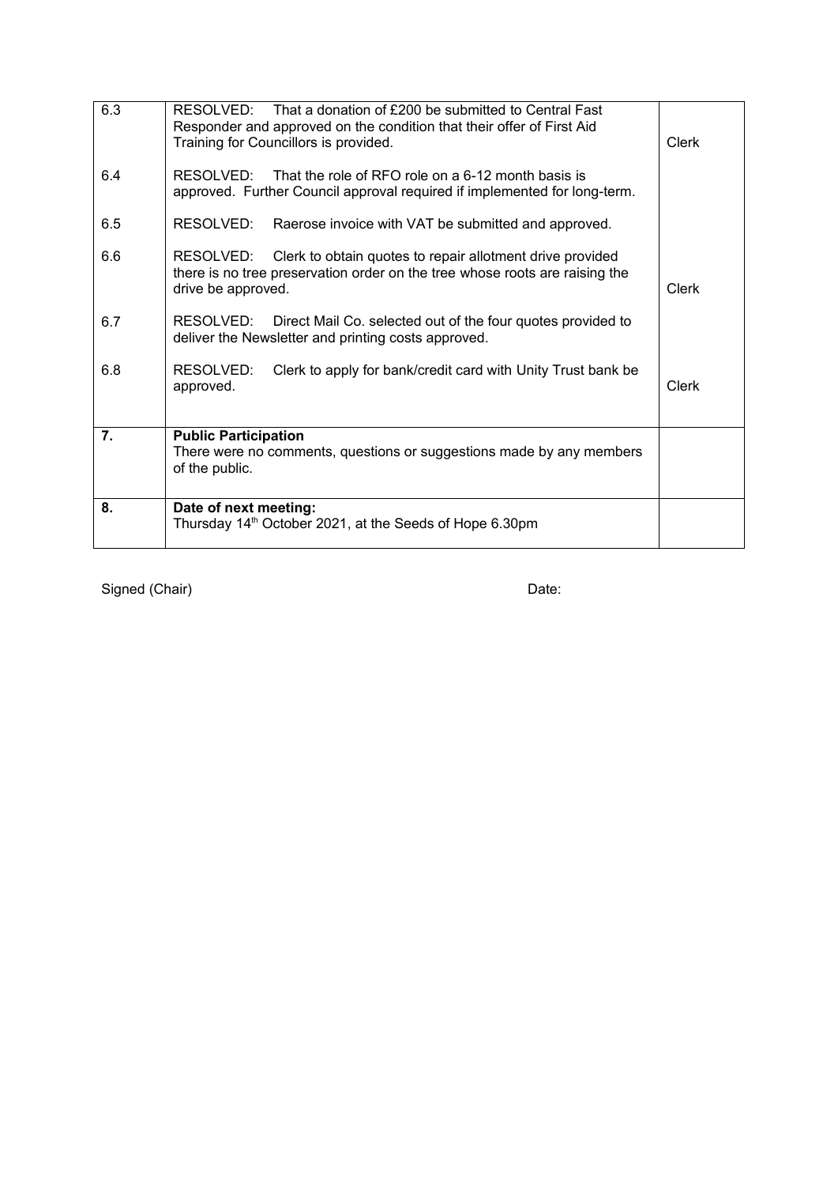| | | |
|---|---|---|
| 6.3 | RESOLVED: That a donation of £200 be submitted to Central Fast Responder and approved on the condition that their offer of First Aid Training for Councillors is provided. | Clerk |
| 6.4 | RESOLVED: That the role of RFO role on a 6-12 month basis is approved. Further Council approval required if implemented for long-term. | |
| 6.5 | RESOLVED: Raerose invoice with VAT be submitted and approved. | |
| 6.6 | RESOLVED: Clerk to obtain quotes to repair allotment drive provided there is no tree preservation order on the tree whose roots are raising the drive be approved. | Clerk |
| 6.7 | RESOLVED: Direct Mail Co. selected out of the four quotes provided to deliver the Newsletter and printing costs approved. | |
| 6.8 | RESOLVED: Clerk to apply for bank/credit card with Unity Trust bank be approved. | Clerk |
| **7.** | **Public Participation**<br>There were no comments, questions or suggestions made by any members of the public. | |
| **8.** | **Date of next meeting:**<br>Thursday 14th October 2021, at the Seeds of Hope 6.30pm | |

Signed (Chair) Date: